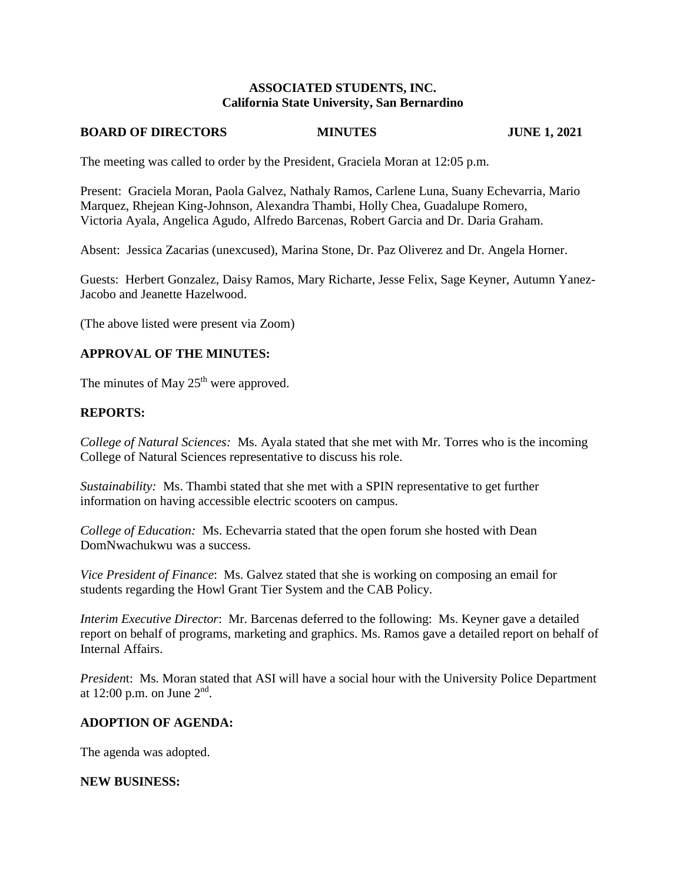**ASSOCIATED STUDENTS, INC.**
**California State University, San Bernardino**

**BOARD OF DIRECTORS MINUTES JUNE 1, 2021**

The meeting was called to order by the President, Graciela Moran at 12:05 p.m.

Present: Graciela Moran, Paola Galvez, Nathaly Ramos, Carlene Luna, Suany Echevarria, Mario Marquez, Rhejean King-Johnson, Alexandra Thambi, Holly Chea, Guadalupe Romero, Victoria Ayala, Angelica Agudo, Alfredo Barcenas, Robert Garcia and Dr. Daria Graham.

Absent: Jessica Zacarias (unexcused), Marina Stone, Dr. Paz Oliverez and Dr. Angela Horner.

Guests: Herbert Gonzalez, Daisy Ramos, Mary Richarte, Jesse Felix, Sage Keyner, Autumn Yanez-Jacobo and Jeanette Hazelwood.

(The above listed were present via Zoom)

**APPROVAL OF THE MINUTES:**

The minutes of May 25th were approved.

**REPORTS:**

*College of Natural Sciences:* Ms. Ayala stated that she met with Mr. Torres who is the incoming College of Natural Sciences representative to discuss his role.

*Sustainability:* Ms. Thambi stated that she met with a SPIN representative to get further information on having accessible electric scooters on campus.

*College of Education:* Ms. Echevarria stated that the open forum she hosted with Dean DomNwachukwu was a success.

*Vice President of Finance*: Ms. Galvez stated that she is working on composing an email for students regarding the Howl Grant Tier System and the CAB Policy.

*Interim Executive Director*: Mr. Barcenas deferred to the following: Ms. Keyner gave a detailed report on behalf of programs, marketing and graphics. Ms. Ramos gave a detailed report on behalf of Internal Affairs.

*President*: Ms. Moran stated that ASI will have a social hour with the University Police Department at 12:00 p.m. on June 2nd.

**ADOPTION OF AGENDA:**

The agenda was adopted.

**NEW BUSINESS:**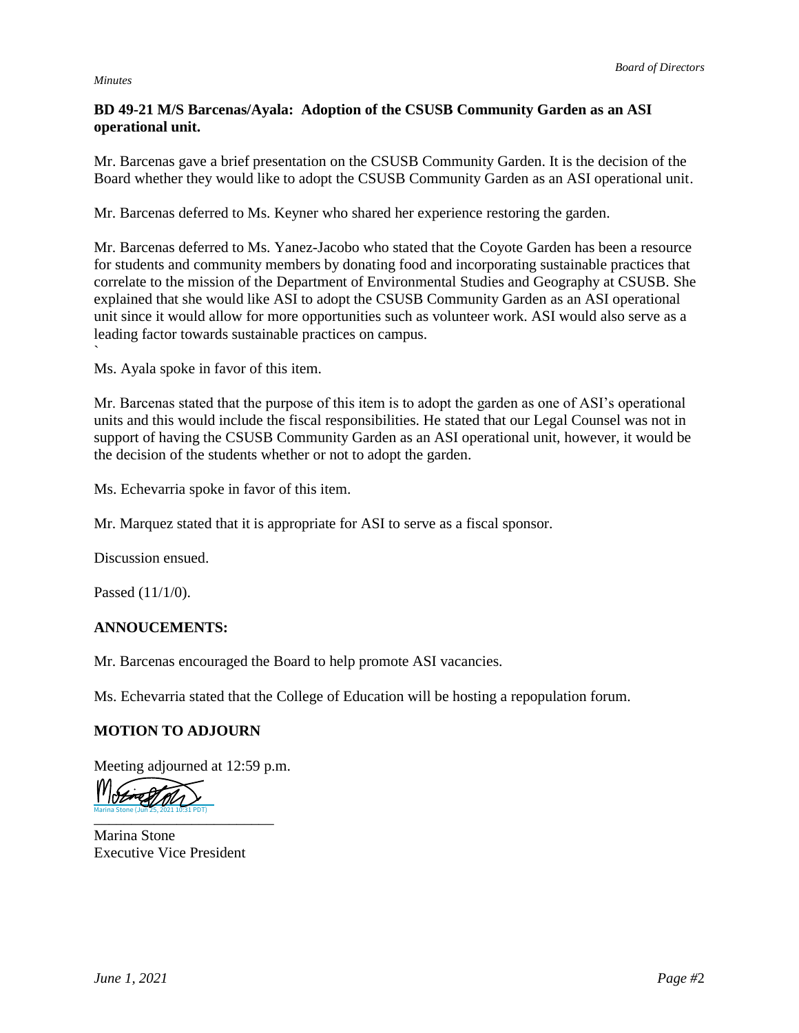**BD 49-21 M/S Barcenas/Ayala: Adoption of the CSUSB Community Garden as an ASI operational unit.**

Mr. Barcenas gave a brief presentation on the CSUSB Community Garden. It is the decision of the Board whether they would like to adopt the CSUSB Community Garden as an ASI operational unit.

Mr. Barcenas deferred to Ms. Keyner who shared her experience restoring the garden.

Mr. Barcenas deferred to Ms. Yanez-Jacobo who stated that the Coyote Garden has been a resource for students and community members by donating food and incorporating sustainable practices that correlate to the mission of the Department of Environmental Studies and Geography at CSUSB. She explained that she would like ASI to adopt the CSUSB Community Garden as an ASI operational unit since it would allow for more opportunities such as volunteer work. ASI would also serve as a leading factor towards sustainable practices on campus.
`
Ms. Ayala spoke in favor of this item.

Mr. Barcenas stated that the purpose of this item is to adopt the garden as one of ASI's operational units and this would include the fiscal responsibilities. He stated that our Legal Counsel was not in support of having the CSUSB Community Garden as an ASI operational unit, however, it would be the decision of the students whether or not to adopt the garden.

Ms. Echevarria spoke in favor of this item.

Mr. Marquez stated that it is appropriate for ASI to serve as a fiscal sponsor.

Discussion ensued.

Passed (11/1/0).

**ANNOUCEMENTS:**

Mr. Barcenas encouraged the Board to help promote ASI vacancies.

Ms. Echevarria stated that the College of Education will be hosting a repopulation forum.

**MOTION TO ADJOURN**

Meeting adjourned at 12:59 p.m.

Marina Stone (Jun 25, 2021 10:31 PDT)

\_\_\_\_\_\_\_\_\_\_\_\_\_\_\_\_\_\_\_\_\_\_\_\_\_\_

Marina Stone
Executive Vice President